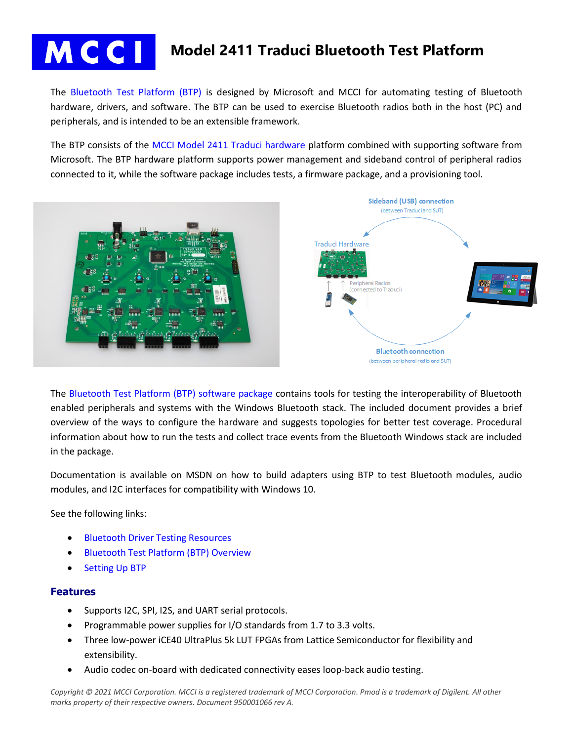# MCCI Model 2411 Traduci Bluetooth Test Platform

The Bluetooth Test Platform (BTP) is designed by Microsoft and MCCI for automating testing of Bluetooth hardware, drivers, and software. The BTP can be used to exercise Bluetooth radios both in the host (PC) and peripherals, and is intended to be an extensible framework.

The BTP consists of the MCCI Model 2411 Traduci hardware platform combined with supporting software from Microsoft. The BTP hardware platform supports power management and sideband control of peripheral radios connected to it, while the software package includes tests, a firmware package, and a provisioning tool.

The Bluetooth Test Platform (BTP) software package contains tools for testing the interoperability of Bluetooth enabled peripherals and systems with the Windows Bluetooth stack. The included document provides a brief overview of the ways to configure the hardware and suggests topologies for better test coverage. Procedural information about how to run the tests and collect trace events from the Bluetooth Windows stack are included in the package.

Documentation is available on MSDN on how to build adapters using BTP to test Bluetooth modules, audio modules, and I2C interfaces for compatibility with Windows 10.

See the following links:

- Bluetooth Driver Testing Resources
- Bluetooth Test Platform (BTP) Overview
- Setting Up BTP

## Features

- Supports I2C, SPI, I2S, and UART serial protocols.
- Programmable power supplies for I/O standards from 1.7 to 3.3 volts.
- Three low-power iCE40 UltraPlus 5k LUT FPGAs from Lattice Semiconductor for flexibility and extensibility.
- Audio codec on-board with dedicated connectivity eases loop-back audio testing.

*Copyright © 2021 MCCI Corporation. MCCI is a registered trademark of MCCI Corporation. Pmod is a trademark of Digilent. All other marks property of their respective owners. Document 950001066 rev A.*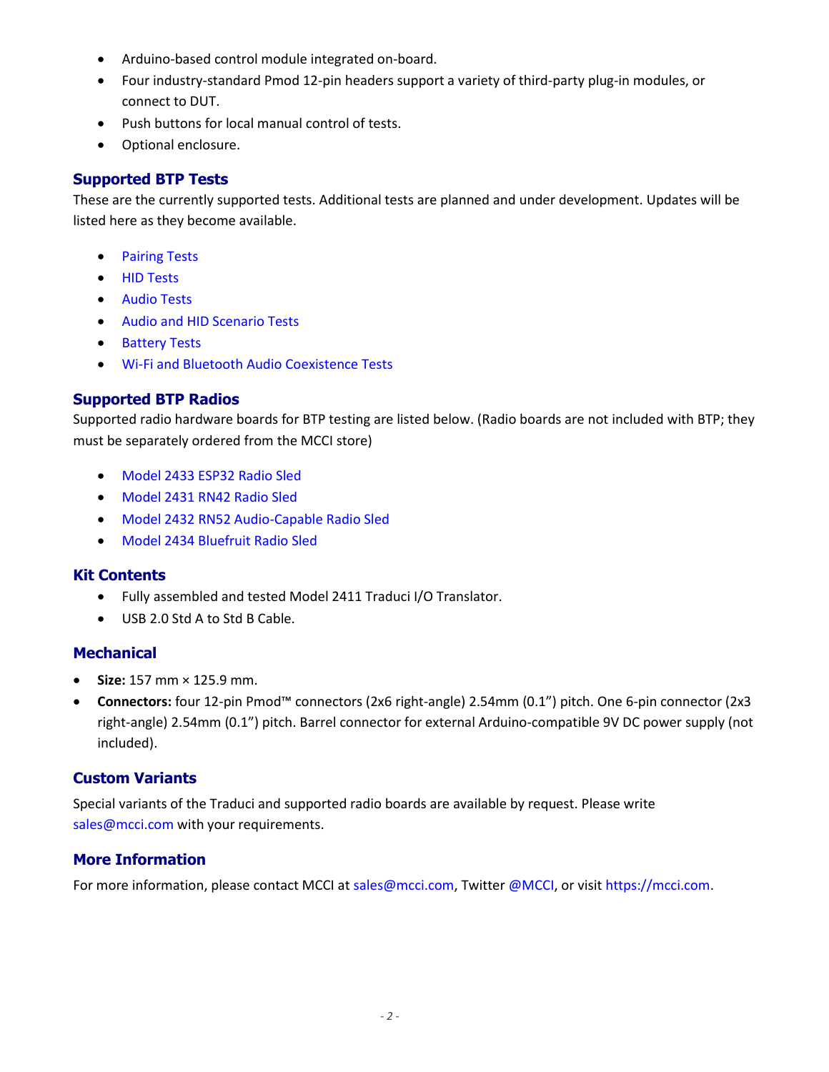- Arduino-based control module integrated on-board.
- Four industry-standard Pmod 12-pin headers support a variety of third-party plug-in modules, or connect to DUT.
- Push buttons for local manual control of tests.
- Optional enclosure.

## Supported BTP Tests

These are the currently supported tests. Additional tests are planned and under development. Updates will be listed here as they become available.

- Pairing Tests
- HID Tests
- Audio Tests
- Audio and HID Scenario Tests
- Battery Tests
- Wi-Fi and Bluetooth Audio Coexistence Tests

## Supported BTP Radios

Supported radio hardware boards for BTP testing are listed below. (Radio boards are not included with BTP; they must be separately ordered from the MCCI store)

- Model 2433 ESP32 Radio Sled
- Model 2431 RN42 Radio Sled
- Model 2432 RN52 Audio-Capable Radio Sled
- Model 2434 Bluefruit Radio Sled

## Kit Contents

- Fully assembled and tested Model 2411 Traduci I/O Translator.
- USB 2.0 Std A to Std B Cable.

## Mechanical

- **Size:** 157 mm × 125.9 mm.
- **Connectors:** four 12-pin Pmod™ connectors (2x6 right-angle) 2.54mm (0.1") pitch. One 6-pin connector (2x3 right-angle) 2.54mm (0.1") pitch. Barrel connector for external Arduino-compatible 9V DC power supply (not included).

## Custom Variants

Special variants of the Traduci and supported radio boards are available by request. Please write sales@mcci.com with your requirements.

## More Information

For more information, please contact MCCI at sales@mcci.com, Twitter @MCCI, or visit https://mcci.com.